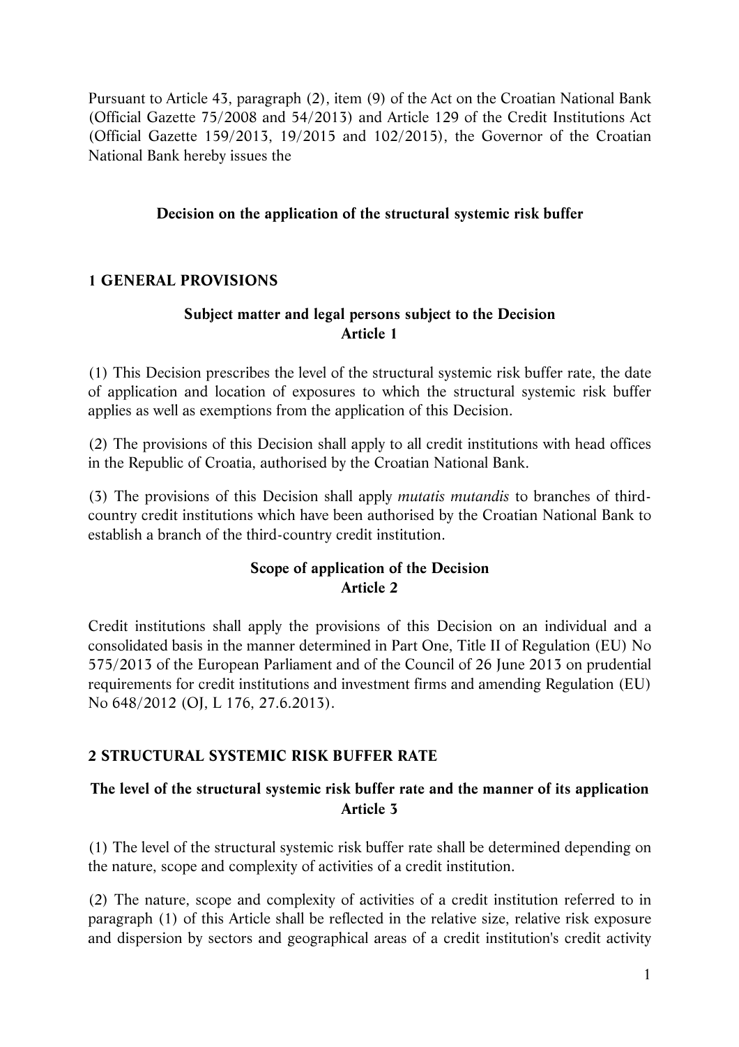Pursuant to Article 43, paragraph (2), item (9) of the Act on the Croatian National Bank (Official Gazette 75/2008 and 54/2013) and Article 129 of the Credit Institutions Act (Official Gazette 159/2013, 19/2015 and 102/2015), the Governor of the Croatian National Bank hereby issues the

# Decision on the application of the structural systemic risk buffer

## 1 GENERAL PROVISIONS

### Subject matter and legal persons subject to the Decision
### Article 1

(1) This Decision prescribes the level of the structural systemic risk buffer rate, the date of application and location of exposures to which the structural systemic risk buffer applies as well as exemptions from the application of this Decision.

(2) The provisions of this Decision shall apply to all credit institutions with head offices in the Republic of Croatia, authorised by the Croatian National Bank.

(3) The provisions of this Decision shall apply *mutatis mutandis* to branches of third-country credit institutions which have been authorised by the Croatian National Bank to establish a branch of the third-country credit institution.

### Scope of application of the Decision
### Article 2

Credit institutions shall apply the provisions of this Decision on an individual and a consolidated basis in the manner determined in Part One, Title II of Regulation (EU) No 575/2013 of the European Parliament and of the Council of 26 June 2013 on prudential requirements for credit institutions and investment firms and amending Regulation (EU) No 648/2012 (OJ, L 176, 27.6.2013).

## 2 STRUCTURAL SYSTEMIC RISK BUFFER RATE

### The level of the structural systemic risk buffer rate and the manner of its application
### Article 3

(1) The level of the structural systemic risk buffer rate shall be determined depending on the nature, scope and complexity of activities of a credit institution.

(2) The nature, scope and complexity of activities of a credit institution referred to in paragraph (1) of this Article shall be reflected in the relative size, relative risk exposure and dispersion by sectors and geographical areas of a credit institution's credit activity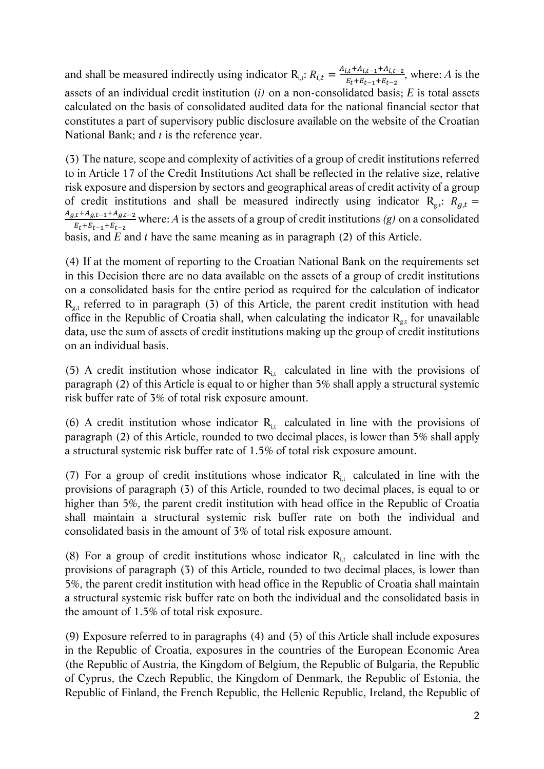and shall be measured indirectly using indicator $R_{i,t}$: $R_{i,t} = \frac{A_{i,t}+A_{i,t-1}+A_{i,t-2}}{E_t+E_{t-1}+E_{t-2}}$, where: *A* is the assets of an individual credit institution (*i)* on a non-consolidated basis; *E* is total assets calculated on the basis of consolidated audited data for the national financial sector that constitutes a part of supervisory public disclosure available on the website of the Croatian National Bank; and *t* is the reference year.

(3) The nature, scope and complexity of activities of a group of credit institutions referred to in Article 17 of the Credit Institutions Act shall be reflected in the relative size, relative risk exposure and dispersion by sectors and geographical areas of credit activity of a group of credit institutions and shall be measured indirectly using indicator $R_{g,t}$: $R_{g,t} = \frac{A_{g,t}+A_{g,t-1}+A_{g,t-2}}{E_t+E_{t-1}+E_{t-2}}$ where: *A* is the assets of a group of credit institutions *(g)* on a consolidated basis, and *E* and *t* have the same meaning as in paragraph (2) of this Article.

(4) If at the moment of reporting to the Croatian National Bank on the requirements set in this Decision there are no data available on the assets of a group of credit institutions on a consolidated basis for the entire period as required for the calculation of indicator $R_{g,t}$ referred to in paragraph (3) of this Article, the parent credit institution with head office in the Republic of Croatia shall, when calculating the indicator $R_{g,t}$ for unavailable data, use the sum of assets of credit institutions making up the group of credit institutions on an individual basis.

(5) A credit institution whose indicator $R_{i,t}$ calculated in line with the provisions of paragraph (2) of this Article is equal to or higher than 5% shall apply a structural systemic risk buffer rate of 3% of total risk exposure amount.

(6) A credit institution whose indicator $R_{i,t}$ calculated in line with the provisions of paragraph (2) of this Article, rounded to two decimal places, is lower than 5% shall apply a structural systemic risk buffer rate of 1.5% of total risk exposure amount.

(7) For a group of credit institutions whose indicator $R_{i,t}$ calculated in line with the provisions of paragraph (3) of this Article, rounded to two decimal places, is equal to or higher than 5%, the parent credit institution with head office in the Republic of Croatia shall maintain a structural systemic risk buffer rate on both the individual and consolidated basis in the amount of 3% of total risk exposure amount.

(8) For a group of credit institutions whose indicator $R_{i,t}$ calculated in line with the provisions of paragraph (3) of this Article, rounded to two decimal places, is lower than 5%, the parent credit institution with head office in the Republic of Croatia shall maintain a structural systemic risk buffer rate on both the individual and the consolidated basis in the amount of 1.5% of total risk exposure.

(9) Exposure referred to in paragraphs (4) and (5) of this Article shall include exposures in the Republic of Croatia, exposures in the countries of the European Economic Area (the Republic of Austria, the Kingdom of Belgium, the Republic of Bulgaria, the Republic of Cyprus, the Czech Republic, the Kingdom of Denmark, the Republic of Estonia, the Republic of Finland, the French Republic, the Hellenic Republic, Ireland, the Republic of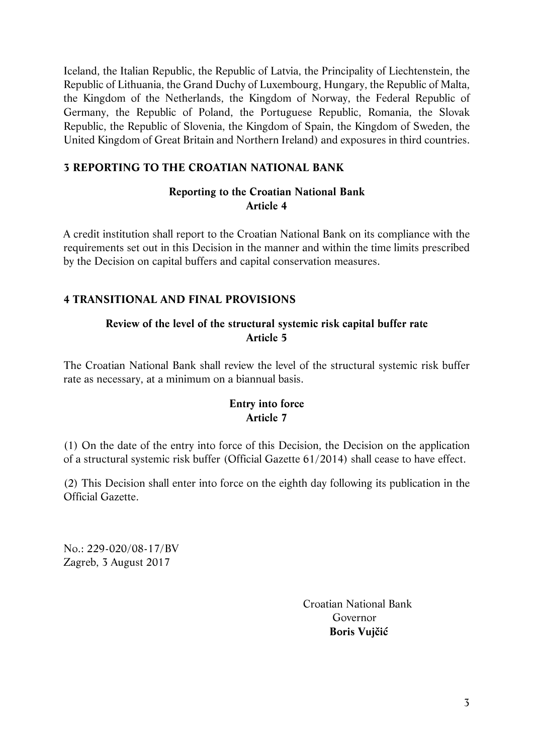Iceland, the Italian Republic, the Republic of Latvia, the Principality of Liechtenstein, the Republic of Lithuania, the Grand Duchy of Luxembourg, Hungary, the Republic of Malta, the Kingdom of the Netherlands, the Kingdom of Norway, the Federal Republic of Germany, the Republic of Poland, the Portuguese Republic, Romania, the Slovak Republic, the Republic of Slovenia, the Kingdom of Spain, the Kingdom of Sweden, the United Kingdom of Great Britain and Northern Ireland) and exposures in third countries.

## 3 REPORTING TO THE CROATIAN NATIONAL BANK

### Reporting to the Croatian National Bank
### Article 4

A credit institution shall report to the Croatian National Bank on its compliance with the requirements set out in this Decision in the manner and within the time limits prescribed by the Decision on capital buffers and capital conservation measures.

## 4 TRANSITIONAL AND FINAL PROVISIONS

### Review of the level of the structural systemic risk capital buffer rate
### Article 5

The Croatian National Bank shall review the level of the structural systemic risk buffer rate as necessary, at a minimum on a biannual basis.

### Entry into force
### Article 7

(1) On the date of the entry into force of this Decision, the Decision on the application of a structural systemic risk buffer (Official Gazette 61/2014) shall cease to have effect.

(2) This Decision shall enter into force on the eighth day following its publication in the Official Gazette.

No.: 229-020/08-17/BV
Zagreb, 3 August 2017

Croatian National Bank
Governor
**Boris Vujčić**